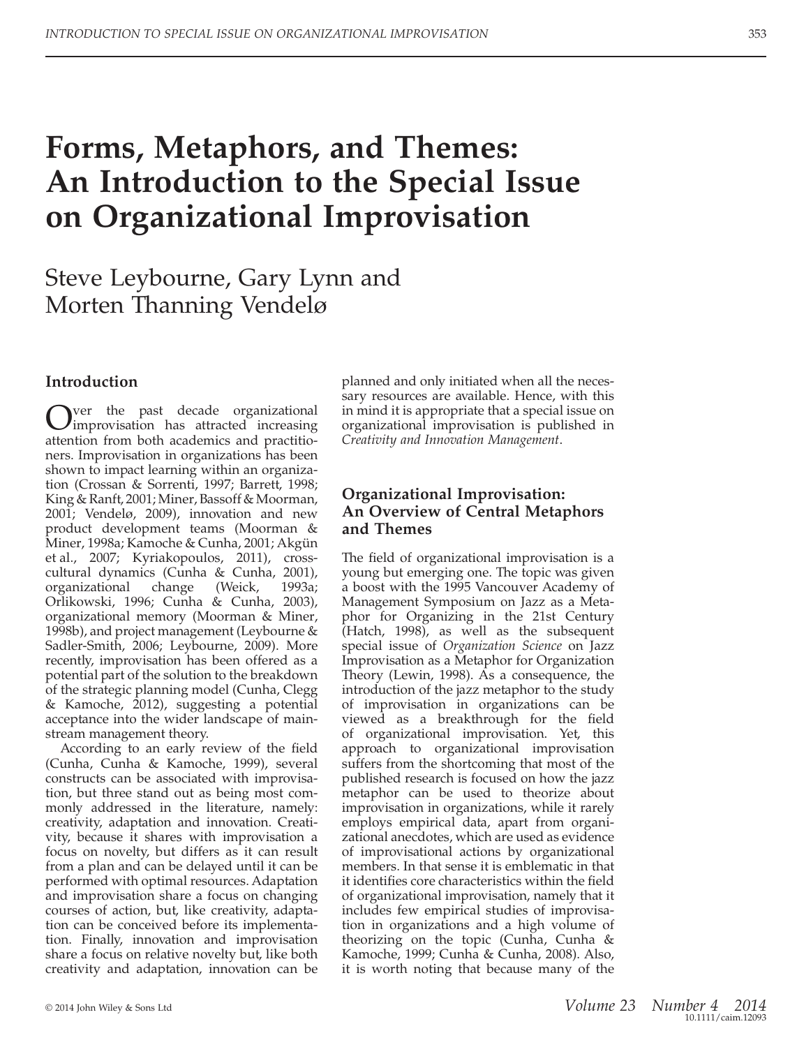# Forms, Metaphors, and Themes: An Introduction to the Special Issue on Organizational Improvisation

Steve Leybourne, Gary Lynn and Morten Thanning Vendelø

## Introduction

Over the past decade organizational improvisation has attracted increasing attention from both academics and practitioners. Improvisation in organizations has been shown to impact learning within an organization (Crossan & Sorrenti, 1997; Barrett, 1998; King & Ranft, 2001; Miner, Bassoff & Moorman, 2001; Vendelø, 2009), innovation and new product development teams (Moorman & Miner, 1998a; Kamoche & Cunha, 2001; Akgün et al., 2007; Kyriakopoulos, 2011), cross-cultural dynamics (Cunha & Cunha, 2001), organizational change (Weick, 1993a; Orlikowski, 1996; Cunha & Cunha, 2003), organizational memory (Moorman & Miner, 1998b), and project management (Leybourne & Sadler-Smith, 2006; Leybourne, 2009). More recently, improvisation has been offered as a potential part of the solution to the breakdown of the strategic planning model (Cunha, Clegg & Kamoche, 2012), suggesting a potential acceptance into the wider landscape of mainstream management theory.

According to an early review of the field (Cunha, Cunha & Kamoche, 1999), several constructs can be associated with improvisation, but three stand out as being most commonly addressed in the literature, namely: creativity, adaptation and innovation. Creativity, because it shares with improvisation a focus on novelty, but differs as it can result from a plan and can be delayed until it can be performed with optimal resources. Adaptation and improvisation share a focus on changing courses of action, but, like creativity, adaptation can be conceived before its implementation. Finally, innovation and improvisation share a focus on relative novelty but, like both creativity and adaptation, innovation can be planned and only initiated when all the necessary resources are available. Hence, with this in mind it is appropriate that a special issue on organizational improvisation is published in *Creativity and Innovation Management*.

## Organizational Improvisation: An Overview of Central Metaphors and Themes

The field of organizational improvisation is a young but emerging one. The topic was given a boost with the 1995 Vancouver Academy of Management Symposium on Jazz as a Metaphor for Organizing in the 21st Century (Hatch, 1998), as well as the subsequent special issue of *Organization Science* on Jazz Improvisation as a Metaphor for Organization Theory (Lewin, 1998). As a consequence, the introduction of the jazz metaphor to the study of improvisation in organizations can be viewed as a breakthrough for the field of organizational improvisation. Yet, this approach to organizational improvisation suffers from the shortcoming that most of the published research is focused on how the jazz metaphor can be used to theorize about improvisation in organizations, while it rarely employs empirical data, apart from organizational anecdotes, which are used as evidence of improvisational actions by organizational members. In that sense it is emblematic in that it identifies core characteristics within the field of organizational improvisation, namely that it includes few empirical studies of improvisation in organizations and a high volume of theorizing on the topic (Cunha, Cunha & Kamoche, 1999; Cunha & Cunha, 2008). Also, it is worth noting that because many of the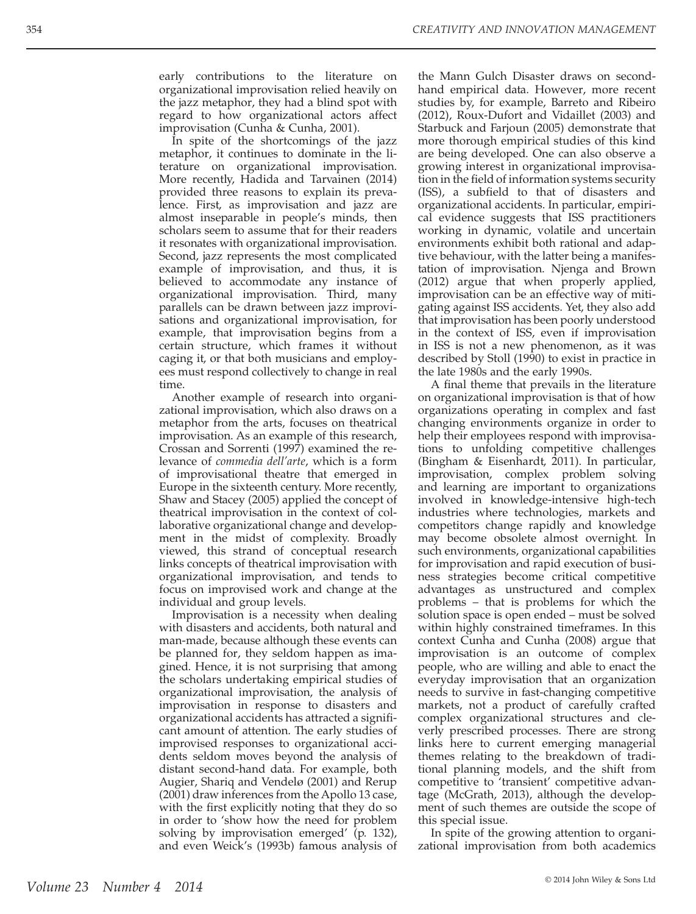early contributions to the literature on organizational improvisation relied heavily on the jazz metaphor, they had a blind spot with regard to how organizational actors affect improvisation (Cunha & Cunha, 2001).

In spite of the shortcomings of the jazz metaphor, it continues to dominate in the literature on organizational improvisation. More recently, Hadida and Tarvainen (2014) provided three reasons to explain its prevalence. First, as improvisation and jazz are almost inseparable in people's minds, then scholars seem to assume that for their readers it resonates with organizational improvisation. Second, jazz represents the most complicated example of improvisation, and thus, it is believed to accommodate any instance of organizational improvisation. Third, many parallels can be drawn between jazz improvisations and organizational improvisation, for example, that improvisation begins from a certain structure, which frames it without caging it, or that both musicians and employees must respond collectively to change in real time.

Another example of research into organizational improvisation, which also draws on a metaphor from the arts, focuses on theatrical improvisation. As an example of this research, Crossan and Sorrenti (1997) examined the relevance of *commedia dell'arte*, which is a form of improvisational theatre that emerged in Europe in the sixteenth century. More recently, Shaw and Stacey (2005) applied the concept of theatrical improvisation in the context of collaborative organizational change and development in the midst of complexity. Broadly viewed, this strand of conceptual research links concepts of theatrical improvisation with organizational improvisation, and tends to focus on improvised work and change at the individual and group levels.

Improvisation is a necessity when dealing with disasters and accidents, both natural and man-made, because although these events can be planned for, they seldom happen as imagined. Hence, it is not surprising that among the scholars undertaking empirical studies of organizational improvisation, the analysis of improvisation in response to disasters and organizational accidents has attracted a significant amount of attention. The early studies of improvised responses to organizational accidents seldom moves beyond the analysis of distant second-hand data. For example, both Augier, Shariq and Vendelø (2001) and Rerup (2001) draw inferences from the Apollo 13 case, with the first explicitly noting that they do so in order to 'show how the need for problem solving by improvisation emerged' (p. 132), and even Weick's (1993b) famous analysis of the Mann Gulch Disaster draws on second-hand empirical data. However, more recent studies by, for example, Barreto and Ribeiro (2012), Roux-Dufort and Vidaillet (2003) and Starbuck and Farjoun (2005) demonstrate that more thorough empirical studies of this kind are being developed. One can also observe a growing interest in organizational improvisation in the field of information systems security (ISS), a subfield to that of disasters and organizational accidents. In particular, empirical evidence suggests that ISS practitioners working in dynamic, volatile and uncertain environments exhibit both rational and adaptive behaviour, with the latter being a manifestation of improvisation. Njenga and Brown (2012) argue that when properly applied, improvisation can be an effective way of mitigating against ISS accidents. Yet, they also add that improvisation has been poorly understood in the context of ISS, even if improvisation in ISS is not a new phenomenon, as it was described by Stoll (1990) to exist in practice in the late 1980s and the early 1990s.

A final theme that prevails in the literature on organizational improvisation is that of how organizations operating in complex and fast changing environments organize in order to help their employees respond with improvisations to unfolding competitive challenges (Bingham & Eisenhardt, 2011). In particular, improvisation, complex problem solving and learning are important to organizations involved in knowledge-intensive high-tech industries where technologies, markets and competitors change rapidly and knowledge may become obsolete almost overnight. In such environments, organizational capabilities for improvisation and rapid execution of business strategies become critical competitive advantages as unstructured and complex problems – that is problems for which the solution space is open ended – must be solved within highly constrained timeframes. In this context Cunha and Cunha (2008) argue that improvisation is an outcome of complex people, who are willing and able to enact the everyday improvisation that an organization needs to survive in fast-changing competitive markets, not a product of carefully crafted complex organizational structures and cleverly prescribed processes. There are strong links here to current emerging managerial themes relating to the breakdown of traditional planning models, and the shift from competitive to 'transient' competitive advantage (McGrath, 2013), although the development of such themes are outside the scope of this special issue.

In spite of the growing attention to organizational improvisation from both academics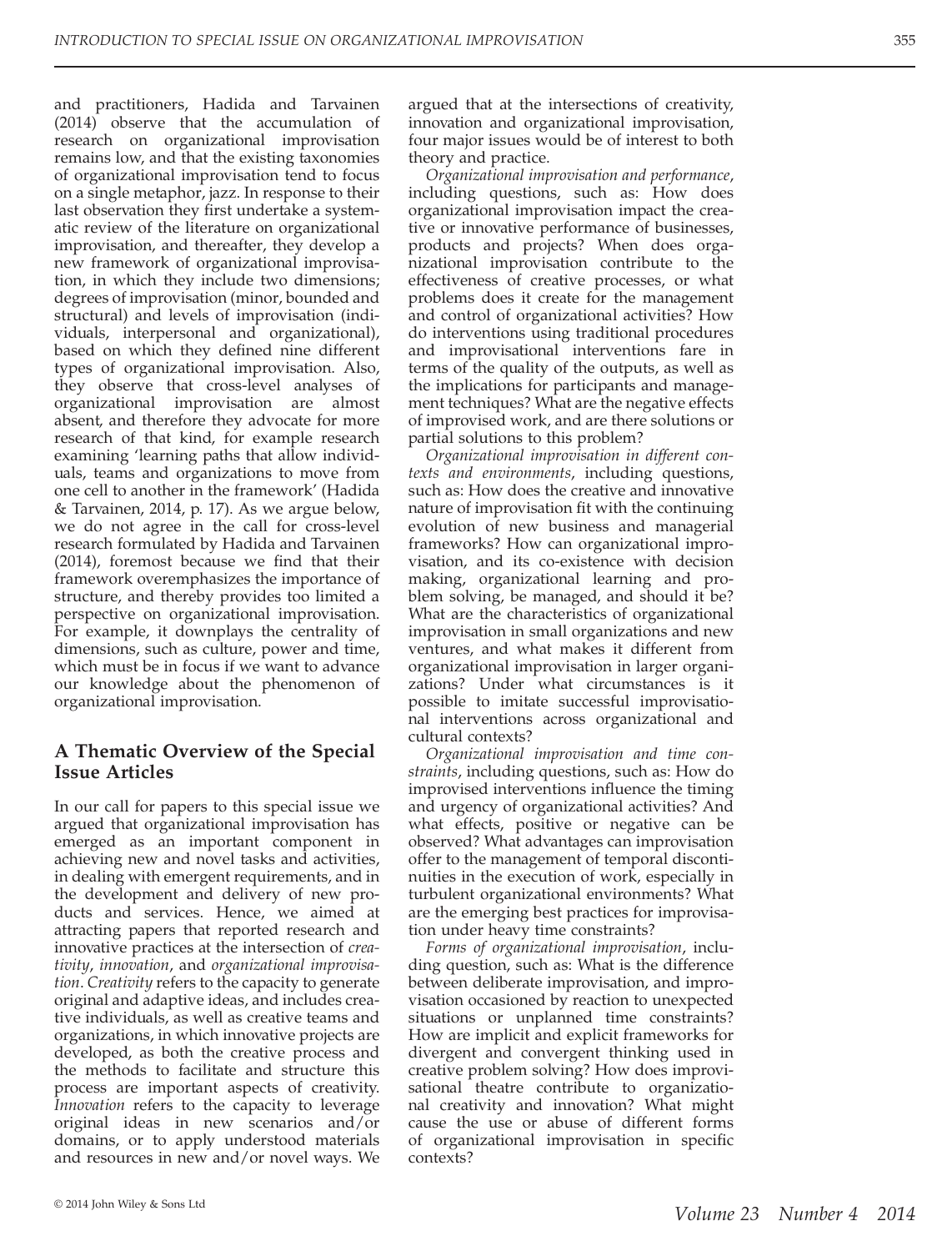and practitioners, Hadida and Tarvainen (2014) observe that the accumulation of research on organizational improvisation remains low, and that the existing taxonomies of organizational improvisation tend to focus on a single metaphor, jazz. In response to their last observation they first undertake a systematic review of the literature on organizational improvisation, and thereafter, they develop a new framework of organizational improvisation, in which they include two dimensions; degrees of improvisation (minor, bounded and structural) and levels of improvisation (individuals, interpersonal and organizational), based on which they defined nine different types of organizational improvisation. Also, they observe that cross-level analyses of organizational improvisation are almost absent, and therefore they advocate for more research of that kind, for example research examining 'learning paths that allow individuals, teams and organizations to move from one cell to another in the framework' (Hadida & Tarvainen, 2014, p. 17). As we argue below, we do not agree in the call for cross-level research formulated by Hadida and Tarvainen (2014), foremost because we find that their framework overemphasizes the importance of structure, and thereby provides too limited a perspective on organizational improvisation. For example, it downplays the centrality of dimensions, such as culture, power and time, which must be in focus if we want to advance our knowledge about the phenomenon of organizational improvisation.

## A Thematic Overview of the Special Issue Articles

In our call for papers to this special issue we argued that organizational improvisation has emerged as an important component in achieving new and novel tasks and activities, in dealing with emergent requirements, and in the development and delivery of new products and services. Hence, we aimed at attracting papers that reported research and innovative practices at the intersection of *creativity*, *innovation*, and *organizational improvisation*. *Creativity* refers to the capacity to generate original and adaptive ideas, and includes creative individuals, as well as creative teams and organizations, in which innovative projects are developed, as both the creative process and the methods to facilitate and structure this process are important aspects of creativity. *Innovation* refers to the capacity to leverage original ideas in new scenarios and/or domains, or to apply understood materials and resources in new and/or novel ways. We argued that at the intersections of creativity, innovation and organizational improvisation, four major issues would be of interest to both theory and practice.

*Organizational improvisation and performance*, including questions, such as: How does organizational improvisation impact the creative or innovative performance of businesses, products and projects? When does organizational improvisation contribute to the effectiveness of creative processes, or what problems does it create for the management and control of organizational activities? How do interventions using traditional procedures and improvisational interventions fare in terms of the quality of the outputs, as well as the implications for participants and management techniques? What are the negative effects of improvised work, and are there solutions or partial solutions to this problem?

*Organizational improvisation in different contexts and environments*, including questions, such as: How does the creative and innovative nature of improvisation fit with the continuing evolution of new business and managerial frameworks? How can organizational improvisation, and its co-existence with decision making, organizational learning and problem solving, be managed, and should it be? What are the characteristics of organizational improvisation in small organizations and new ventures, and what makes it different from organizational improvisation in larger organizations? Under what circumstances is it possible to imitate successful improvisational interventions across organizational and cultural contexts?

*Organizational improvisation and time constraints*, including questions, such as: How do improvised interventions influence the timing and urgency of organizational activities? And what effects, positive or negative can be observed? What advantages can improvisation offer to the management of temporal discontinuities in the execution of work, especially in turbulent organizational environments? What are the emerging best practices for improvisation under heavy time constraints?

*Forms of organizational improvisation*, including question, such as: What is the difference between deliberate improvisation, and improvisation occasioned by reaction to unexpected situations or unplanned time constraints? How are implicit and explicit frameworks for divergent and convergent thinking used in creative problem solving? How does improvisational theatre contribute to organizational creativity and innovation? What might cause the use or abuse of different forms of organizational improvisation in specific contexts?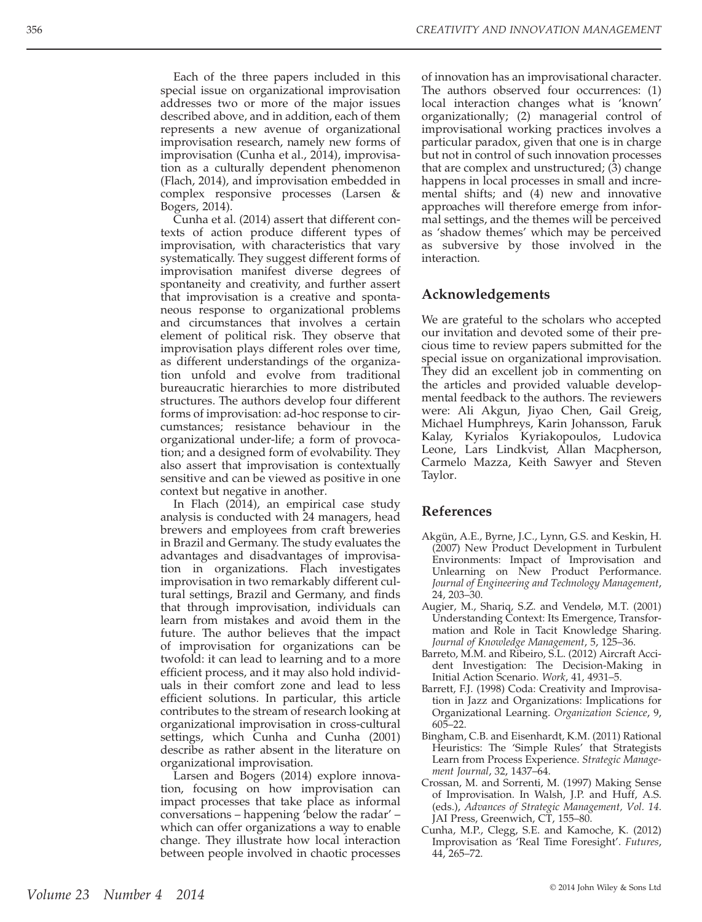Each of the three papers included in this special issue on organizational improvisation addresses two or more of the major issues described above, and in addition, each of them represents a new avenue of organizational improvisation research, namely new forms of improvisation (Cunha et al., 2014), improvisation as a culturally dependent phenomenon (Flach, 2014), and improvisation embedded in complex responsive processes (Larsen & Bogers, 2014).

Cunha et al. (2014) assert that different contexts of action produce different types of improvisation, with characteristics that vary systematically. They suggest different forms of improvisation manifest diverse degrees of spontaneity and creativity, and further assert that improvisation is a creative and spontaneous response to organizational problems and circumstances that involves a certain element of political risk. They observe that improvisation plays different roles over time, as different understandings of the organization unfold and evolve from traditional bureaucratic hierarchies to more distributed structures. The authors develop four different forms of improvisation: ad-hoc response to circumstances; resistance behaviour in the organizational under-life; a form of provocation; and a designed form of evolvability. They also assert that improvisation is contextually sensitive and can be viewed as positive in one context but negative in another.

In Flach (2014), an empirical case study analysis is conducted with 24 managers, head brewers and employees from craft breweries in Brazil and Germany. The study evaluates the advantages and disadvantages of improvisation in organizations. Flach investigates improvisation in two remarkably different cultural settings, Brazil and Germany, and finds that through improvisation, individuals can learn from mistakes and avoid them in the future. The author believes that the impact of improvisation for organizations can be twofold: it can lead to learning and to a more efficient process, and it may also hold individuals in their comfort zone and lead to less efficient solutions. In particular, this article contributes to the stream of research looking at organizational improvisation in cross-cultural settings, which Cunha and Cunha (2001) describe as rather absent in the literature on organizational improvisation.

Larsen and Bogers (2014) explore innovation, focusing on how improvisation can impact processes that take place as informal conversations – happening 'below the radar' – which can offer organizations a way to enable change. They illustrate how local interaction between people involved in chaotic processes of innovation has an improvisational character. The authors observed four occurrences: (1) local interaction changes what is 'known' organizationally; (2) managerial control of improvisational working practices involves a particular paradox, given that one is in charge but not in control of such innovation processes that are complex and unstructured; (3) change happens in local processes in small and incremental shifts; and (4) new and innovative approaches will therefore emerge from informal settings, and the themes will be perceived as 'shadow themes' which may be perceived as subversive by those involved in the interaction.

## Acknowledgements

We are grateful to the scholars who accepted our invitation and devoted some of their precious time to review papers submitted for the special issue on organizational improvisation. They did an excellent job in commenting on the articles and provided valuable developmental feedback to the authors. The reviewers were: Ali Akgun, Jiyao Chen, Gail Greig, Michael Humphreys, Karin Johansson, Faruk Kalay, Kyrialos Kyriakopoulos, Ludovica Leone, Lars Lindkvist, Allan Macpherson, Carmelo Mazza, Keith Sawyer and Steven Taylor.

## References

Akgün, A.E., Byrne, J.C., Lynn, G.S. and Keskin, H. (2007) New Product Development in Turbulent Environments: Impact of Improvisation and Unlearning on New Product Performance. *Journal of Engineering and Technology Management*, 24, 203–30.

Augier, M., Shariq, S.Z. and Vendelø, M.T. (2001) Understanding Context: Its Emergence, Transformation and Role in Tacit Knowledge Sharing. *Journal of Knowledge Management*, 5, 125–36.

Barreto, M.M. and Ribeiro, S.L. (2012) Aircraft Accident Investigation: The Decision-Making in Initial Action Scenario. *Work*, 41, 4931–5.

Barrett, F.J. (1998) Coda: Creativity and Improvisation in Jazz and Organizations: Implications for Organizational Learning. *Organization Science*, 9, 605–22.

Bingham, C.B. and Eisenhardt, K.M. (2011) Rational Heuristics: The 'Simple Rules' that Strategists Learn from Process Experience. *Strategic Management Journal*, 32, 1437–64.

Crossan, M. and Sorrenti, M. (1997) Making Sense of Improvisation. In Walsh, J.P. and Huff, A.S. (eds.), *Advances of Strategic Management, Vol. 14*. JAI Press, Greenwich, CT, 155–80.

Cunha, M.P., Clegg, S.E. and Kamoche, K. (2012) Improvisation as 'Real Time Foresight'. *Futures*, 44, 265–72.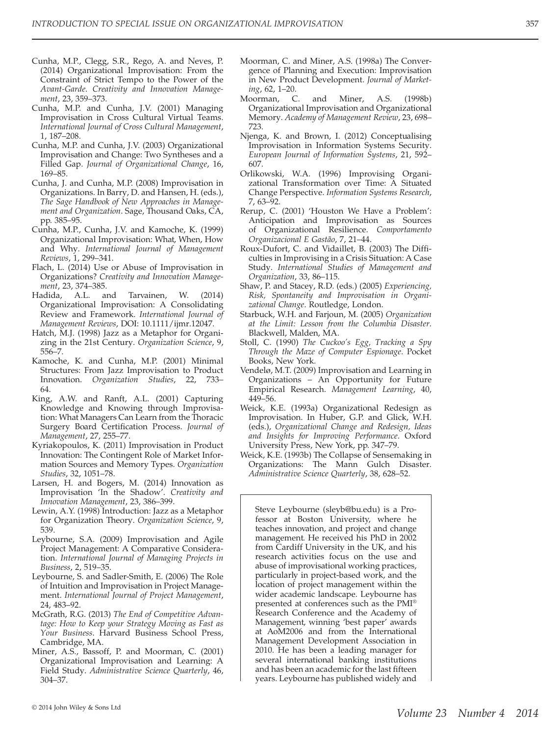Cunha, M.P., Clegg, S.R., Rego, A. and Neves, P. (2014) Organizational Improvisation: From the Constraint of Strict Tempo to the Power of the *Avant-Garde*. *Creativity and Innovation Management*, 23, 359–373.

Cunha, M.P. and Cunha, J.V. (2001) Managing Improvisation in Cross Cultural Virtual Teams. *International Journal of Cross Cultural Management*, 1, 187–208.

Cunha, M.P. and Cunha, J.V. (2003) Organizational Improvisation and Change: Two Syntheses and a Filled Gap. *Journal of Organizational Change*, 16, 169–85.

Cunha, J. and Cunha, M.P. (2008) Improvisation in Organizations. In Barry, D. and Hansen, H. (eds.), *The Sage Handbook of New Approaches in Management and Organization*. Sage, Thousand Oaks, CA, pp. 385–95.

Cunha, M.P., Cunha, J.V. and Kamoche, K. (1999) Organizational Improvisation: What, When, How and Why. *International Journal of Management Reviews*, 1, 299–341.

Flach, L. (2014) Use or Abuse of Improvisation in Organizations? *Creativity and Innovation Management*, 23, 374–385.

Hadida, A.L. and Tarvainen, W. (2014) Organizational Improvisation: A Consolidating Review and Framework. *International Journal of Management Reviews*, DOI: 10.1111/ijmr.12047.

Hatch, M.J. (1998) Jazz as a Metaphor for Organizing in the 21st Century. *Organization Science*, 9, 556–7.

Kamoche, K. and Cunha, M.P. (2001) Minimal Structures: From Jazz Improvisation to Product Innovation. *Organization Studies*, 22, 733–64.

King, A.W. and Ranft, A.L. (2001) Capturing Knowledge and Knowing through Improvisation: What Managers Can Learn from the Thoracic Surgery Board Certification Process. *Journal of Management*, 27, 255–77.

Kyriakopoulos, K. (2011) Improvisation in Product Innovation: The Contingent Role of Market Information Sources and Memory Types. *Organization Studies*, 32, 1051–78.

Larsen, H. and Bogers, M. (2014) Innovation as Improvisation 'In the Shadow'. *Creativity and Innovation Management*, 23, 386–399.

Lewin, A.Y. (1998) Introduction: Jazz as a Metaphor for Organization Theory. *Organization Science*, 9, 539.

Leybourne, S.A. (2009) Improvisation and Agile Project Management: A Comparative Consideration. *International Journal of Managing Projects in Business*, 2, 519–35.

Leybourne, S. and Sadler-Smith, E. (2006) The Role of Intuition and Improvisation in Project Management. *International Journal of Project Management*, 24, 483–92.

McGrath, R.G. (2013) *The End of Competitive Advantage: How to Keep your Strategy Moving as Fast as Your Business*. Harvard Business School Press, Cambridge, MA.

Miner, A.S., Bassoff, P. and Moorman, C. (2001) Organizational Improvisation and Learning: A Field Study. *Administrative Science Quarterly*, 46, 304–37.

Moorman, C. and Miner, A.S. (1998a) The Convergence of Planning and Execution: Improvisation in New Product Development. *Journal of Marketing*, 62, 1–20.

Moorman, C. and Miner, A.S. (1998b) Organizational Improvisation and Organizational Memory. *Academy of Management Review*, 23, 698–723.

Njenga, K. and Brown, I. (2012) Conceptualising Improvisation in Information Systems Security. *European Journal of Information Systems*, 21, 592–607.

Orlikowski, W.A. (1996) Improvising Organizational Transformation over Time: A Situated Change Perspective. *Information Systems Research*, 7, 63–92.

Rerup, C. (2001) 'Houston We Have a Problem': Anticipation and Improvisation as Sources of Organizational Resilience. *Comportamento Organizacional E Gastão*, 7, 21–44.

Roux-Dufort, C. and Vidaillet, B. (2003) The Difficulties in Improvising in a Crisis Situation: A Case Study. *International Studies of Management and Organization*, 33, 86–115.

Shaw, P. and Stacey, R.D. (eds.) (2005) *Experiencing, Risk, Spontaneity and Improvisation in Organizational Change*. Routledge, London.

Starbuck, W.H. and Farjoun, M. (2005) *Organization at the Limit: Lesson from the Columbia Disaster*. Blackwell, Malden, MA.

Stoll, C. (1990) *The Cuckoo's Egg, Tracking a Spy Through the Maze of Computer Espionage*. Pocket Books, New York.

Vendelø, M.T. (2009) Improvisation and Learning in Organizations – An Opportunity for Future Empirical Research. *Management Learning*, 40, 449–56.

Weick, K.E. (1993a) Organizational Redesign as Improvisation. In Huber, G.P. and Glick, W.H. (eds.), *Organizational Change and Redesign, Ideas and Insights for Improving Performance*. Oxford University Press, New York, pp. 347–79.

Weick, K.E. (1993b) The Collapse of Sensemaking in Organizations: The Mann Gulch Disaster. *Administrative Science Quarterly*, 38, 628–52.

Steve Leybourne (sleyb@bu.edu) is a Professor at Boston University, where he teaches innovation, and project and change management. He received his PhD in 2002 from Cardiff University in the UK, and his research activities focus on the use and abuse of improvisational working practices, particularly in project-based work, and the location of project management within the wider academic landscape. Leybourne has presented at conferences such as the PMI® Research Conference and the Academy of Management, winning 'best paper' awards at AoM2006 and from the International Management Development Association in 2010. He has been a leading manager for several international banking institutions and has been an academic for the last fifteen years. Leybourne has published widely and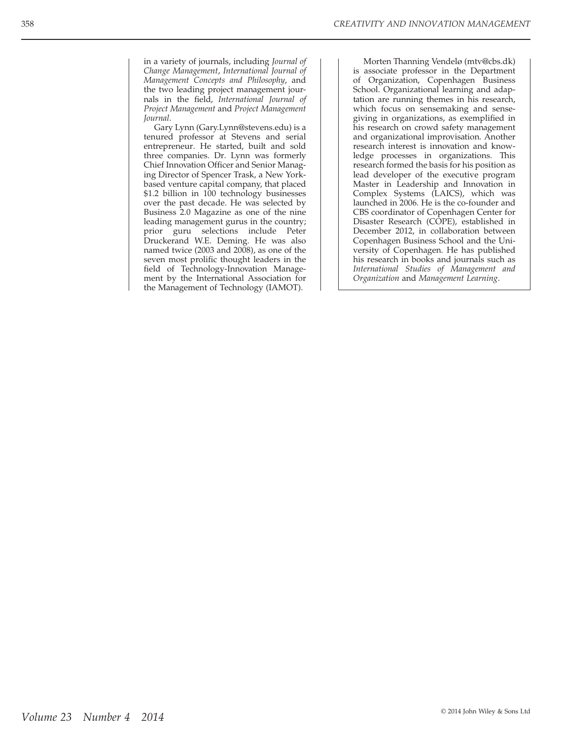in a variety of journals, including *Journal of Change Management*, *International Journal of Management Concepts and Philosophy*, and the two leading project management journals in the field, *International Journal of Project Management* and *Project Management Journal*.

Gary Lynn (Gary.Lynn@stevens.edu) is a tenured professor at Stevens and serial entrepreneur. He started, built and sold three companies. Dr. Lynn was formerly Chief Innovation Officer and Senior Managing Director of Spencer Trask, a New York-based venture capital company, that placed $1.2 billion in 100 technology businesses over the past decade. He was selected by Business 2.0 Magazine as one of the nine leading management gurus in the country; prior guru selections include Peter Druckerand W.E. Deming. He was also named twice (2003 and 2008), as one of the seven most prolific thought leaders in the field of Technology-Innovation Management by the International Association for the Management of Technology (IAMOT).

Morten Thanning Vendelø (mtv@cbs.dk) is associate professor in the Department of Organization, Copenhagen Business School. Organizational learning and adaptation are running themes in his research, which focus on sensemaking and sensegiving in organizations, as exemplified in his research on crowd safety management and organizational improvisation. Another research interest is innovation and knowledge processes in organizations. This research formed the basis for his position as lead developer of the executive program Master in Leadership and Innovation in Complex Systems (LAICS), which was launched in 2006. He is the co-founder and CBS coordinator of Copenhagen Center for Disaster Research (COPE), established in December 2012, in collaboration between Copenhagen Business School and the University of Copenhagen. He has published his research in books and journals such as *International Studies of Management and Organization* and *Management Learning*.